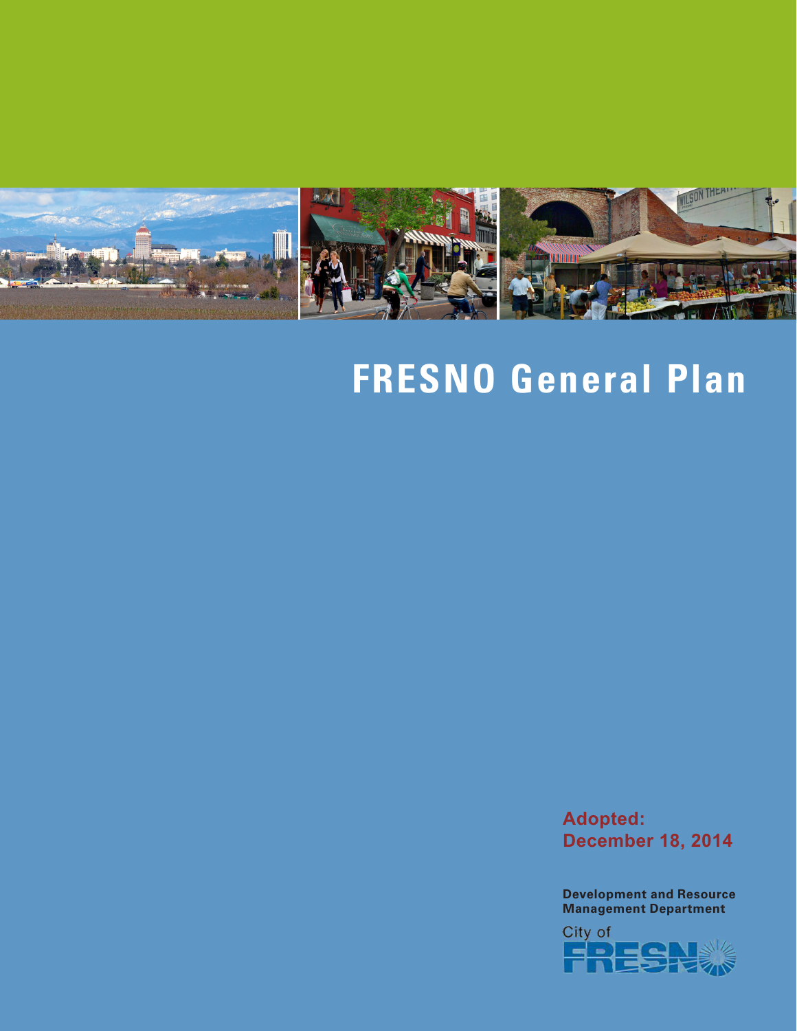# FRESNO General Plan

**Adopted:**
**December 18, 2014**

**Development and Resource Management Department**

City of FRESNO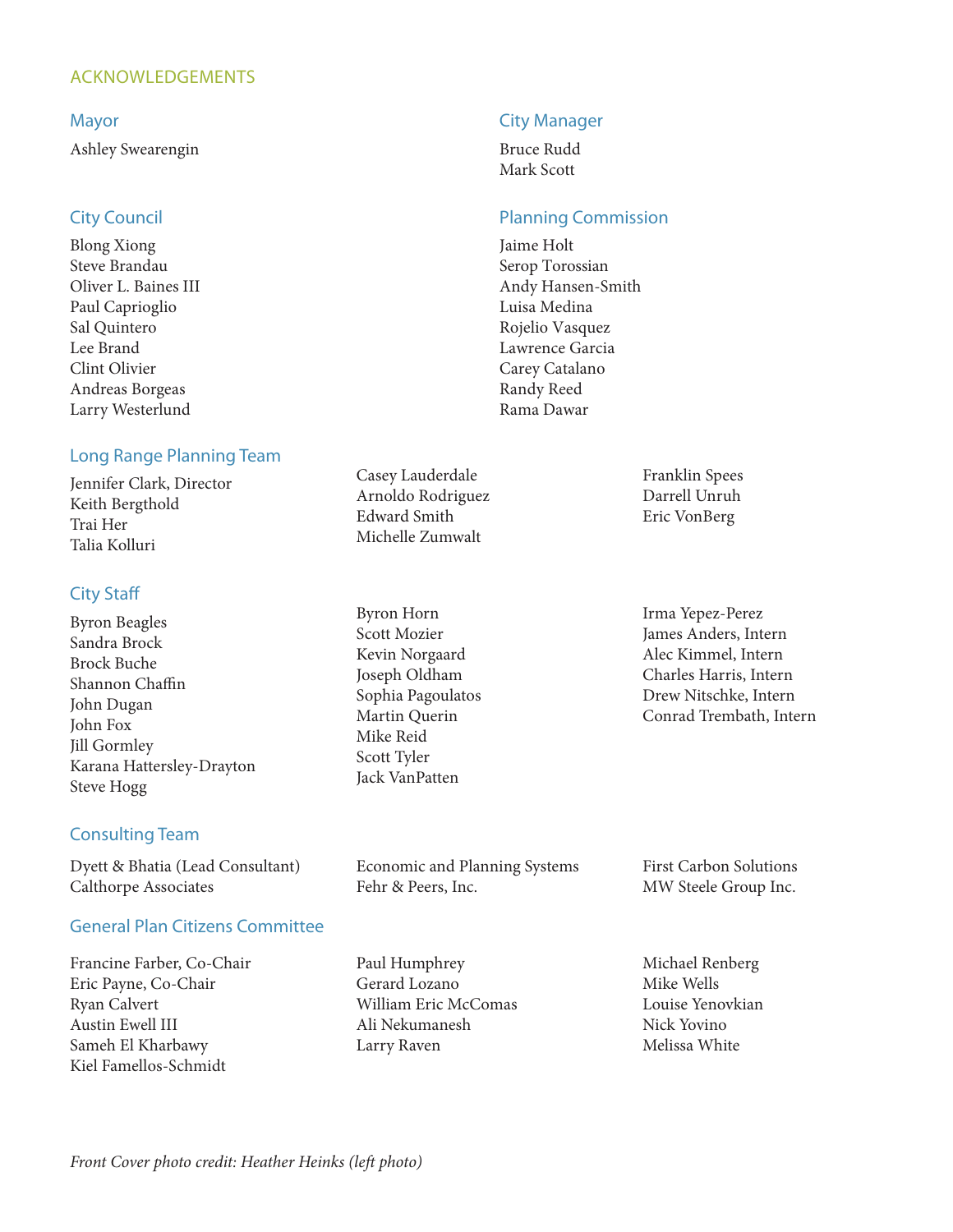# ACKNOWLEDGEMENTS

## Mayor

Ashley Swearengin

## City Manager

Bruce Rudd
Mark Scott

## City Council

Blong Xiong
Steve Brandau
Oliver L. Baines III
Paul Caprioglio
Sal Quintero
Lee Brand
Clint Olivier
Andreas Borgeas
Larry Westerlund

## Planning Commission

Jaime Holt
Serop Torossian
Andy Hansen-Smith
Luisa Medina
Rojelio Vasquez
Lawrence Garcia
Carey Catalano
Randy Reed
Rama Dawar

## Long Range Planning Team

Jennifer Clark, Director
Keith Bergthold
Trai Her
Talia Kolluri
Casey Lauderdale
Arnoldo Rodriguez
Edward Smith
Michelle Zumwalt
Franklin Spees
Darrell Unruh
Eric VonBerg

## City Staff

Byron Beagles
Sandra Brock
Brock Buche
Shannon Chaffin
John Dugan
John Fox
Jill Gormley
Karana Hattersley-Drayton
Steve Hogg
Byron Horn
Scott Mozier
Kevin Norgaard
Joseph Oldham
Sophia Pagoulatos
Martin Querin
Mike Reid
Scott Tyler
Jack VanPatten
Irma Yepez-Perez
James Anders, Intern
Alec Kimmel, Intern
Charles Harris, Intern
Drew Nitschke, Intern
Conrad Trembath, Intern

## Consulting Team

Dyett & Bhatia (Lead Consultant)
Calthorpe Associates
Economic and Planning Systems
Fehr & Peers, Inc.
First Carbon Solutions
MW Steele Group Inc.

## General Plan Citizens Committee

Francine Farber, Co-Chair
Eric Payne, Co-Chair
Ryan Calvert
Austin Ewell III
Sameh El Kharbawy
Kiel Famellos-Schmidt
Paul Humphrey
Gerard Lozano
William Eric McComas
Ali Nekumanesh
Larry Raven
Michael Renberg
Mike Wells
Louise Yenovkian
Nick Yovino
Melissa White

*Front Cover photo credit: Heather Heinks (left photo)*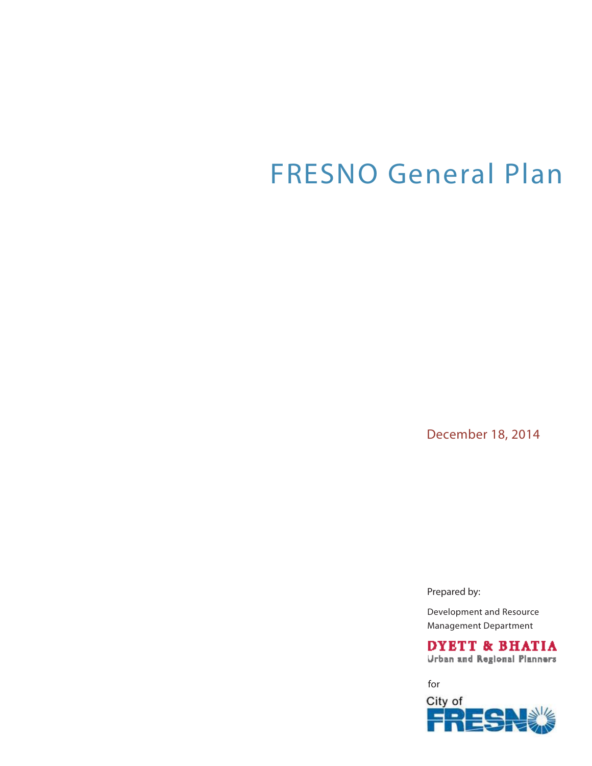# FRESNO General Plan

December 18, 2014

Prepared by:

Development and Resource Management Department

DYETT & BHATIA
Urban and Regional Planners

for

City of FRESNO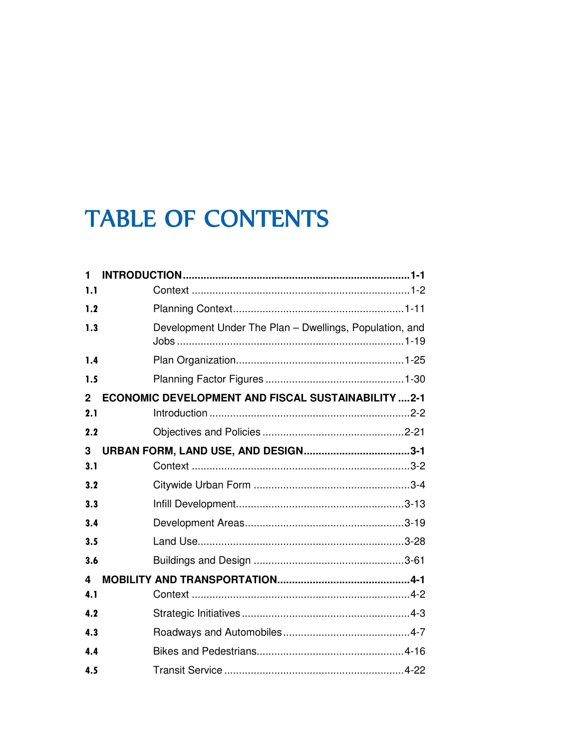# TABLE OF CONTENTS

**1 INTRODUCTION ............................................................................ 1-1**

1.1 Context ........................................................................ 1-2

1.2 Planning Context ........................................................ 1-11

1.3 Development Under The Plan – Dwellings, Population, and Jobs ........................................................................... 1-19

1.4 Plan Organization ........................................................ 1-25

1.5 Planning Factor Figures .............................................. 1-30

**2 ECONOMIC DEVELOPMENT AND FISCAL SUSTAINABILITY .... 2-1**

2.1 Introduction .................................................................. 2-2

2.2 Objectives and Policies ............................................... 2-21

**3 URBAN FORM, LAND USE, AND DESIGN .................................... 3-1**

3.1 Context ........................................................................ 3-2

3.2 Citywide Urban Form ................................................... 3-4

3.3 Infill Development ....................................................... 3-13

3.4 Development Areas .................................................... 3-19

3.5 Land Use .................................................................... 3-28

3.6 Buildings and Design .................................................. 3-61

**4 MOBILITY AND TRANSPORTATION ............................................. 4-1**

4.1 Context ........................................................................ 4-2

4.2 Strategic Initiatives ....................................................... 4-3

4.3 Roadways and Automobiles ......................................... 4-7

4.4 Bikes and Pedestrians ................................................. 4-16

4.5 Transit Service ............................................................ 4-22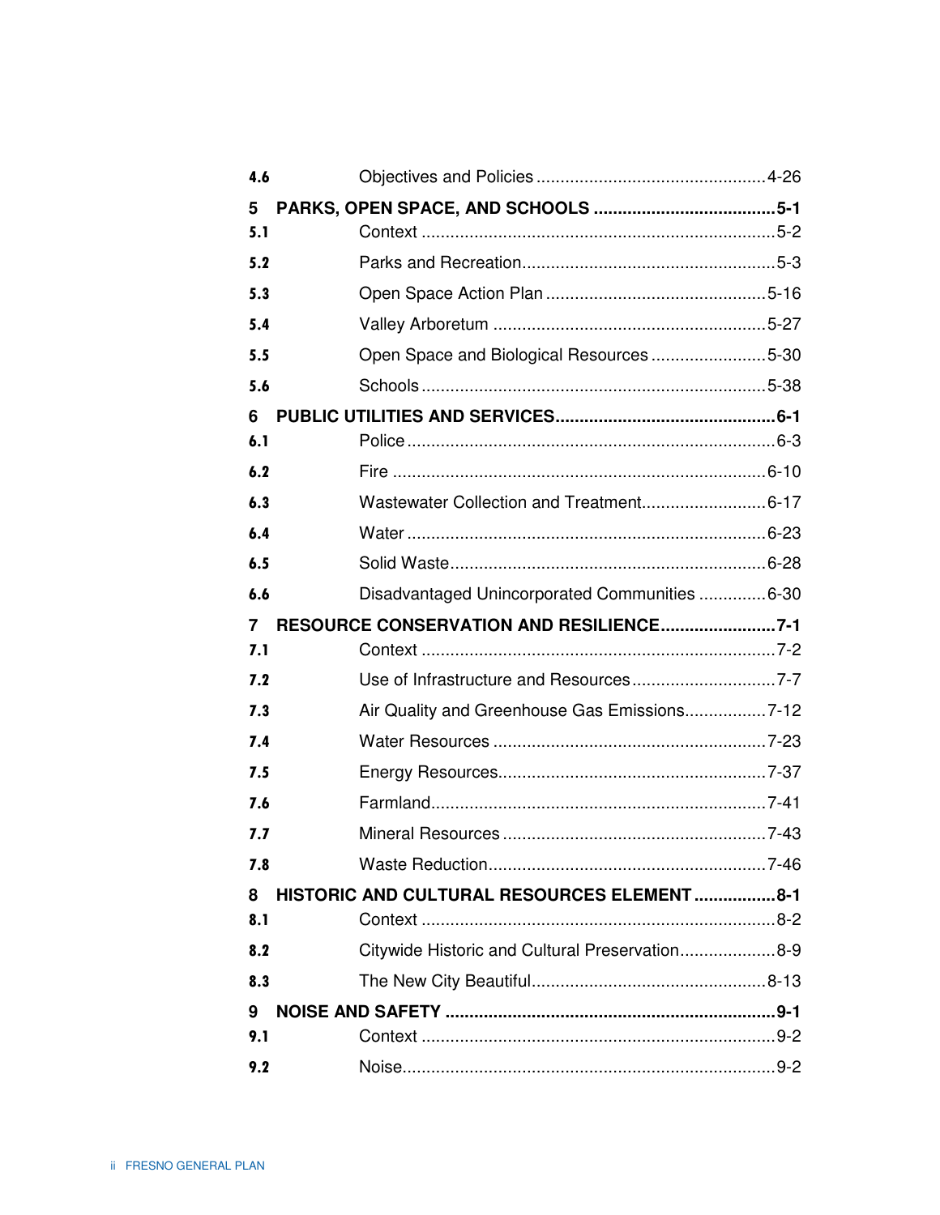| | | |
|---|---|---|
| **4.6** | Objectives and Policies | 4-26 |
| **5** | **PARKS, OPEN SPACE, AND SCHOOLS** | **5-1** |
| **5.1** | Context | 5-2 |
| **5.2** | Parks and Recreation | 5-3 |
| **5.3** | Open Space Action Plan | 5-16 |
| **5.4** | Valley Arboretum | 5-27 |
| **5.5** | Open Space and Biological Resources | 5-30 |
| **5.6** | Schools | 5-38 |
| **6** | **PUBLIC UTILITIES AND SERVICES** | **6-1** |
| **6.1** | Police | 6-3 |
| **6.2** | Fire | 6-10 |
| **6.3** | Wastewater Collection and Treatment | 6-17 |
| **6.4** | Water | 6-23 |
| **6.5** | Solid Waste | 6-28 |
| **6.6** | Disadvantaged Unincorporated Communities | 6-30 |
| **7** | **RESOURCE CONSERVATION AND RESILIENCE** | **7-1** |
| **7.1** | Context | 7-2 |
| **7.2** | Use of Infrastructure and Resources | 7-7 |
| **7.3** | Air Quality and Greenhouse Gas Emissions | 7-12 |
| **7.4** | Water Resources | 7-23 |
| **7.5** | Energy Resources | 7-37 |
| **7.6** | Farmland | 7-41 |
| **7.7** | Mineral Resources | 7-43 |
| **7.8** | Waste Reduction | 7-46 |
| **8** | **HISTORIC AND CULTURAL RESOURCES ELEMENT** | **8-1** |
| **8.1** | Context | 8-2 |
| **8.2** | Citywide Historic and Cultural Preservation | 8-9 |
| **8.3** | The New City Beautiful | 8-13 |
| **9** | **NOISE AND SAFETY** | **9-1** |
| **9.1** | Context | 9-2 |
| **9.2** | Noise | 9-2 |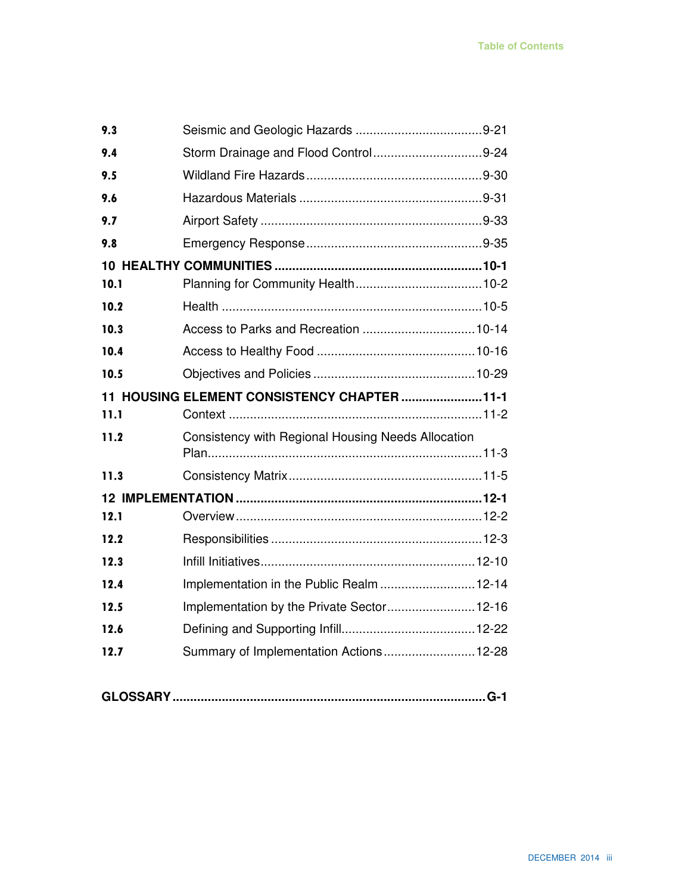| | | |
|---|---|---|
| **9.3** | Seismic and Geologic Hazards | 9-21 |
| **9.4** | Storm Drainage and Flood Control | 9-24 |
| **9.5** | Wildland Fire Hazards | 9-30 |
| **9.6** | Hazardous Materials | 9-31 |
| **9.7** | Airport Safety | 9-33 |
| **9.8** | Emergency Response | 9-35 |
| **10 HEALTHY COMMUNITIES** | | **10-1** |
| **10.1** | Planning for Community Health | 10-2 |
| **10.2** | Health | 10-5 |
| **10.3** | Access to Parks and Recreation | 10-14 |
| **10.4** | Access to Healthy Food | 10-16 |
| **10.5** | Objectives and Policies | 10-29 |
| **11 HOUSING ELEMENT CONSISTENCY CHAPTER** | | **11-1** |
| **11.1** | Context | 11-2 |
| **11.2** | Consistency with Regional Housing Needs Allocation Plan | 11-3 |
| **11.3** | Consistency Matrix | 11-5 |
| **12 IMPLEMENTATION** | | **12-1** |
| **12.1** | Overview | 12-2 |
| **12.2** | Responsibilities | 12-3 |
| **12.3** | Infill Initiatives | 12-10 |
| **12.4** | Implementation in the Public Realm | 12-14 |
| **12.5** | Implementation by the Private Sector | 12-16 |
| **12.6** | Defining and Supporting Infill | 12-22 |
| **12.7** | Summary of Implementation Actions | 12-28 |
| **GLOSSARY** | | **G-1** |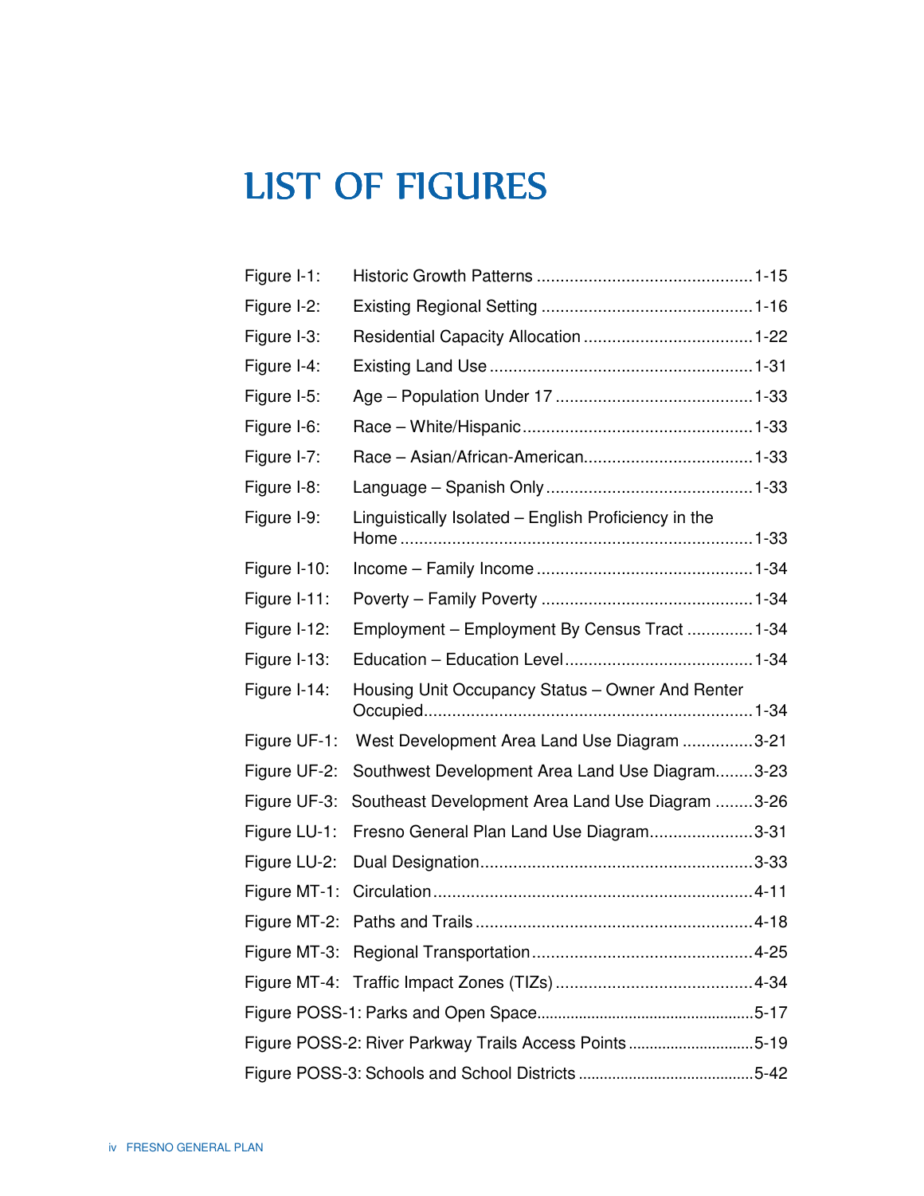# LIST OF FIGURES

| | | |
|---|---|---|
| Figure I-1: | Historic Growth Patterns | 1-15 |
| Figure I-2: | Existing Regional Setting | 1-16 |
| Figure I-3: | Residential Capacity Allocation | 1-22 |
| Figure I-4: | Existing Land Use | 1-31 |
| Figure I-5: | Age – Population Under 17 | 1-33 |
| Figure I-6: | Race – White/Hispanic | 1-33 |
| Figure I-7: | Race – Asian/African-American | 1-33 |
| Figure I-8: | Language – Spanish Only | 1-33 |
| Figure I-9: | Linguistically Isolated – English Proficiency in the Home | 1-33 |
| Figure I-10: | Income – Family Income | 1-34 |
| Figure I-11: | Poverty – Family Poverty | 1-34 |
| Figure I-12: | Employment – Employment By Census Tract | 1-34 |
| Figure I-13: | Education – Education Level | 1-34 |
| Figure I-14: | Housing Unit Occupancy Status – Owner And Renter Occupied | 1-34 |
| Figure UF-1: | West Development Area Land Use Diagram | 3-21 |
| Figure UF-2: | Southwest Development Area Land Use Diagram | 3-23 |
| Figure UF-3: | Southeast Development Area Land Use Diagram | 3-26 |
| Figure LU-1: | Fresno General Plan Land Use Diagram | 3-31 |
| Figure LU-2: | Dual Designation | 3-33 |
| Figure MT-1: | Circulation | 4-11 |
| Figure MT-2: | Paths and Trails | 4-18 |
| Figure MT-3: | Regional Transportation | 4-25 |
| Figure MT-4: | Traffic Impact Zones (TIZs) | 4-34 |
| Figure POSS-1: | Parks and Open Space | 5-17 |
| Figure POSS-2: | River Parkway Trails Access Points | 5-19 |
| Figure POSS-3: | Schools and School Districts | 5-42 |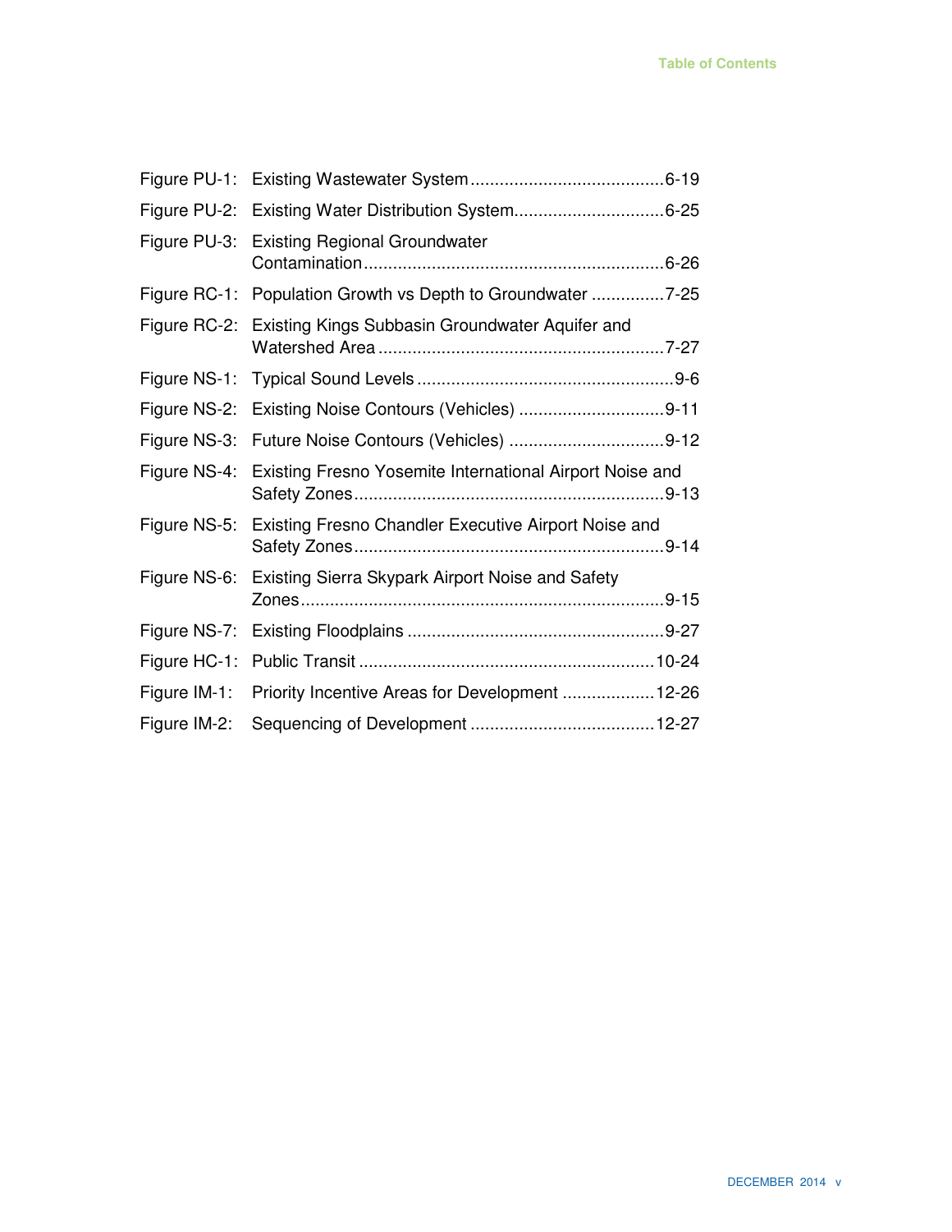| | | |
|---|---|---|
| Figure PU-1: | Existing Wastewater System | 6-19 |
| Figure PU-2: | Existing Water Distribution System | 6-25 |
| Figure PU-3: | Existing Regional Groundwater Contamination | 6-26 |
| Figure RC-1: | Population Growth vs Depth to Groundwater | 7-25 |
| Figure RC-2: | Existing Kings Subbasin Groundwater Aquifer and Watershed Area | 7-27 |
| Figure NS-1: | Typical Sound Levels | 9-6 |
| Figure NS-2: | Existing Noise Contours (Vehicles) | 9-11 |
| Figure NS-3: | Future Noise Contours (Vehicles) | 9-12 |
| Figure NS-4: | Existing Fresno Yosemite International Airport Noise and Safety Zones | 9-13 |
| Figure NS-5: | Existing Fresno Chandler Executive Airport Noise and Safety Zones | 9-14 |
| Figure NS-6: | Existing Sierra Skypark Airport Noise and Safety Zones | 9-15 |
| Figure NS-7: | Existing Floodplains | 9-27 |
| Figure HC-1: | Public Transit | 10-24 |
| Figure IM-1: | Priority Incentive Areas for Development | 12-26 |
| Figure IM-2: | Sequencing of Development | 12-27 |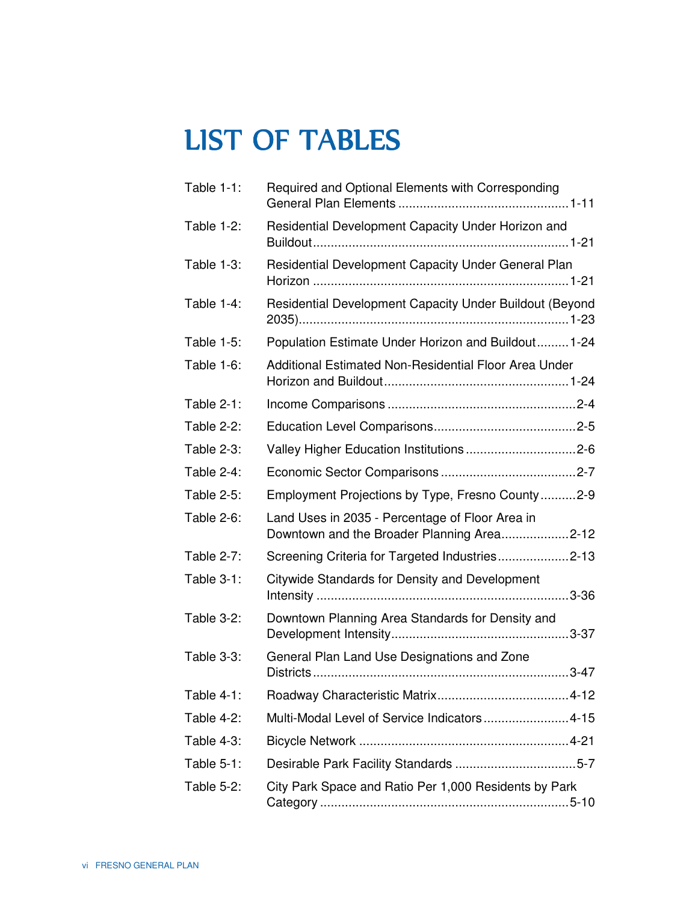# LIST OF TABLES

| | | |
|---|---|---|
| Table 1-1: | Required and Optional Elements with Corresponding General Plan Elements | 1-11 |
| Table 1-2: | Residential Development Capacity Under Horizon and Buildout | 1-21 |
| Table 1-3: | Residential Development Capacity Under General Plan Horizon | 1-21 |
| Table 1-4: | Residential Development Capacity Under Buildout (Beyond 2035) | 1-23 |
| Table 1-5: | Population Estimate Under Horizon and Buildout | 1-24 |
| Table 1-6: | Additional Estimated Non-Residential Floor Area Under Horizon and Buildout | 1-24 |
| Table 2-1: | Income Comparisons | 2-4 |
| Table 2-2: | Education Level Comparisons | 2-5 |
| Table 2-3: | Valley Higher Education Institutions | 2-6 |
| Table 2-4: | Economic Sector Comparisons | 2-7 |
| Table 2-5: | Employment Projections by Type, Fresno County | 2-9 |
| Table 2-6: | Land Uses in 2035 - Percentage of Floor Area in Downtown and the Broader Planning Area | 2-12 |
| Table 2-7: | Screening Criteria for Targeted Industries | 2-13 |
| Table 3-1: | Citywide Standards for Density and Development Intensity | 3-36 |
| Table 3-2: | Downtown Planning Area Standards for Density and Development Intensity | 3-37 |
| Table 3-3: | General Plan Land Use Designations and Zone Districts | 3-47 |
| Table 4-1: | Roadway Characteristic Matrix | 4-12 |
| Table 4-2: | Multi-Modal Level of Service Indicators | 4-15 |
| Table 4-3: | Bicycle Network | 4-21 |
| Table 5-1: | Desirable Park Facility Standards | 5-7 |
| Table 5-2: | City Park Space and Ratio Per 1,000 Residents by Park Category | 5-10 |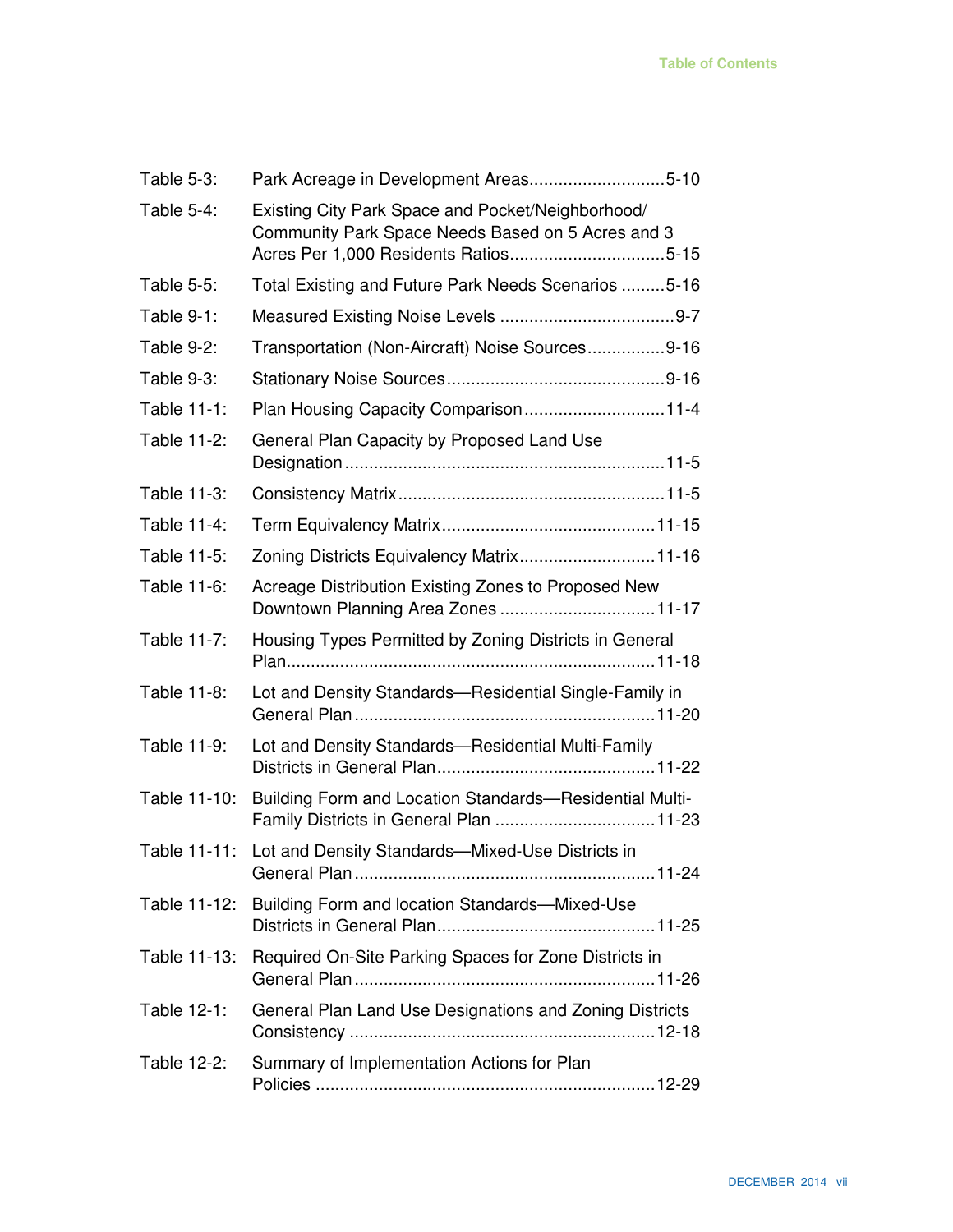Table 5-3: Park Acreage in Development Areas............................5-10

Table 5-4: Existing City Park Space and Pocket/Neighborhood/ Community Park Space Needs Based on 5 Acres and 3 Acres Per 1,000 Residents Ratios................................5-15

Table 5-5: Total Existing and Future Park Needs Scenarios .........5-16

Table 9-1: Measured Existing Noise Levels ....................................9-7

Table 9-2: Transportation (Non-Aircraft) Noise Sources................9-16

Table 9-3: Stationary Noise Sources.............................................9-16

Table 11-1: Plan Housing Capacity Comparison.............................11-4

Table 11-2: General Plan Capacity by Proposed Land Use Designation..................................................................11-5

Table 11-3: Consistency Matrix.......................................................11-5

Table 11-4: Term Equivalency Matrix............................................11-15

Table 11-5: Zoning Districts Equivalency Matrix............................11-16

Table 11-6: Acreage Distribution Existing Zones to Proposed New Downtown Planning Area Zones ................................11-17

Table 11-7: Housing Types Permitted by Zoning Districts in General Plan...........................................................................11-18

Table 11-8: Lot and Density Standards—Residential Single-Family in General Plan..............................................................11-20

Table 11-9: Lot and Density Standards—Residential Multi-Family Districts in General Plan.............................................11-22

Table 11-10: Building Form and Location Standards—Residential Multi-Family Districts in General Plan .................................11-23

Table 11-11: Lot and Density Standards—Mixed-Use Districts in General Plan..............................................................11-24

Table 11-12: Building Form and location Standards—Mixed-Use Districts in General Plan.............................................11-25

Table 11-13: Required On-Site Parking Spaces for Zone Districts in General Plan..............................................................11-26

Table 12-1: General Plan Land Use Designations and Zoning Districts Consistency ...............................................................12-18

Table 12-2: Summary of Implementation Actions for Plan Policies .....................................................................12-29